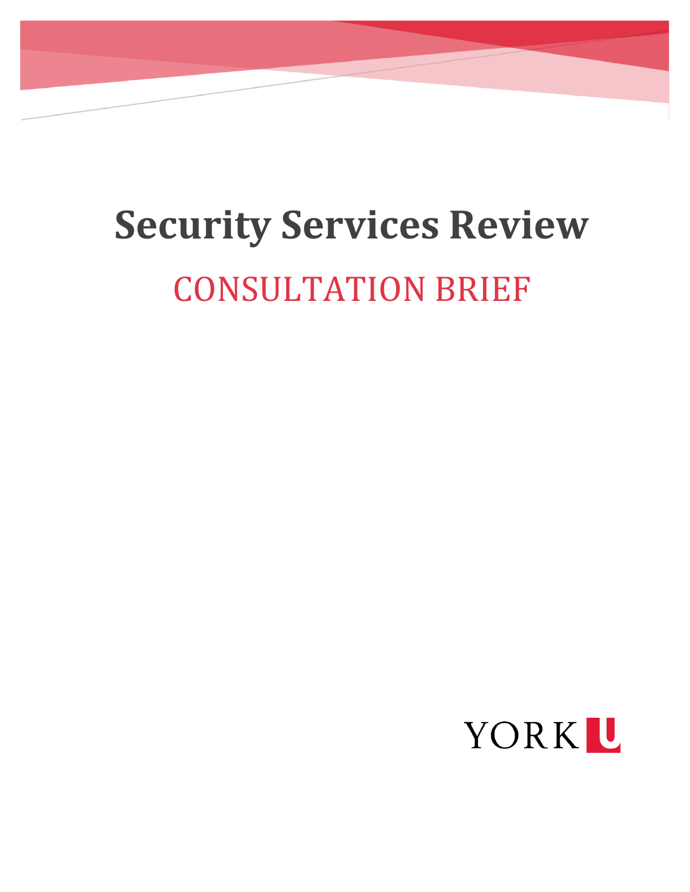# Security Services Review

## CONSULTATION BRIEF

YORK U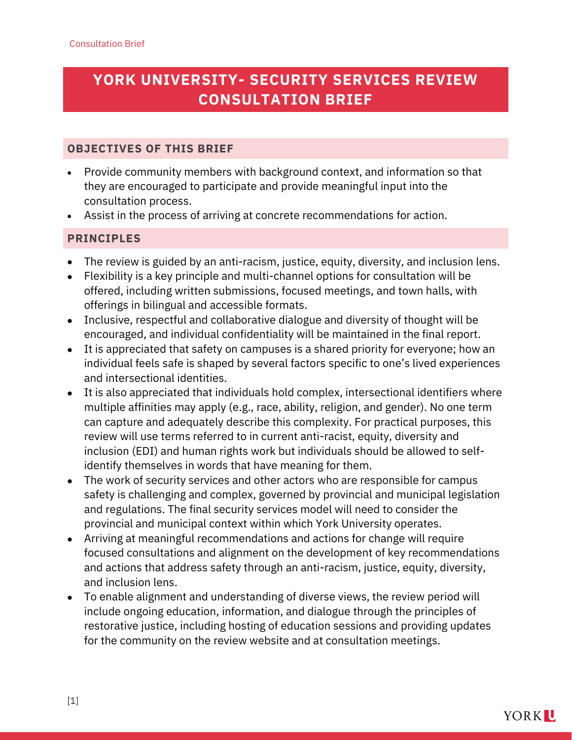# YORK UNIVERSITY- SECURITY SERVICES REVIEW CONSULTATION BRIEF

## OBJECTIVES OF THIS BRIEF

- Provide community members with background context, and information so that they are encouraged to participate and provide meaningful input into the consultation process.
- Assist in the process of arriving at concrete recommendations for action.

## PRINCIPLES

- The review is guided by an anti-racism, justice, equity, diversity, and inclusion lens.
- Flexibility is a key principle and multi-channel options for consultation will be offered, including written submissions, focused meetings, and town halls, with offerings in bilingual and accessible formats.
- Inclusive, respectful and collaborative dialogue and diversity of thought will be encouraged, and individual confidentiality will be maintained in the final report.
- It is appreciated that safety on campuses is a shared priority for everyone; how an individual feels safe is shaped by several factors specific to one's lived experiences and intersectional identities.
- It is also appreciated that individuals hold complex, intersectional identifiers where multiple affinities may apply (e.g., race, ability, religion, and gender). No one term can capture and adequately describe this complexity. For practical purposes, this review will use terms referred to in current anti-racist, equity, diversity and inclusion (EDI) and human rights work but individuals should be allowed to self-identify themselves in words that have meaning for them.
- The work of security services and other actors who are responsible for campus safety is challenging and complex, governed by provincial and municipal legislation and regulations. The final security services model will need to consider the provincial and municipal context within which York University operates.
- Arriving at meaningful recommendations and actions for change will require focused consultations and alignment on the development of key recommendations and actions that address safety through an anti-racism, justice, equity, diversity, and inclusion lens.
- To enable alignment and understanding of diverse views, the review period will include ongoing education, information, and dialogue through the principles of restorative justice, including hosting of education sessions and providing updates for the community on the review website and at consultation meetings.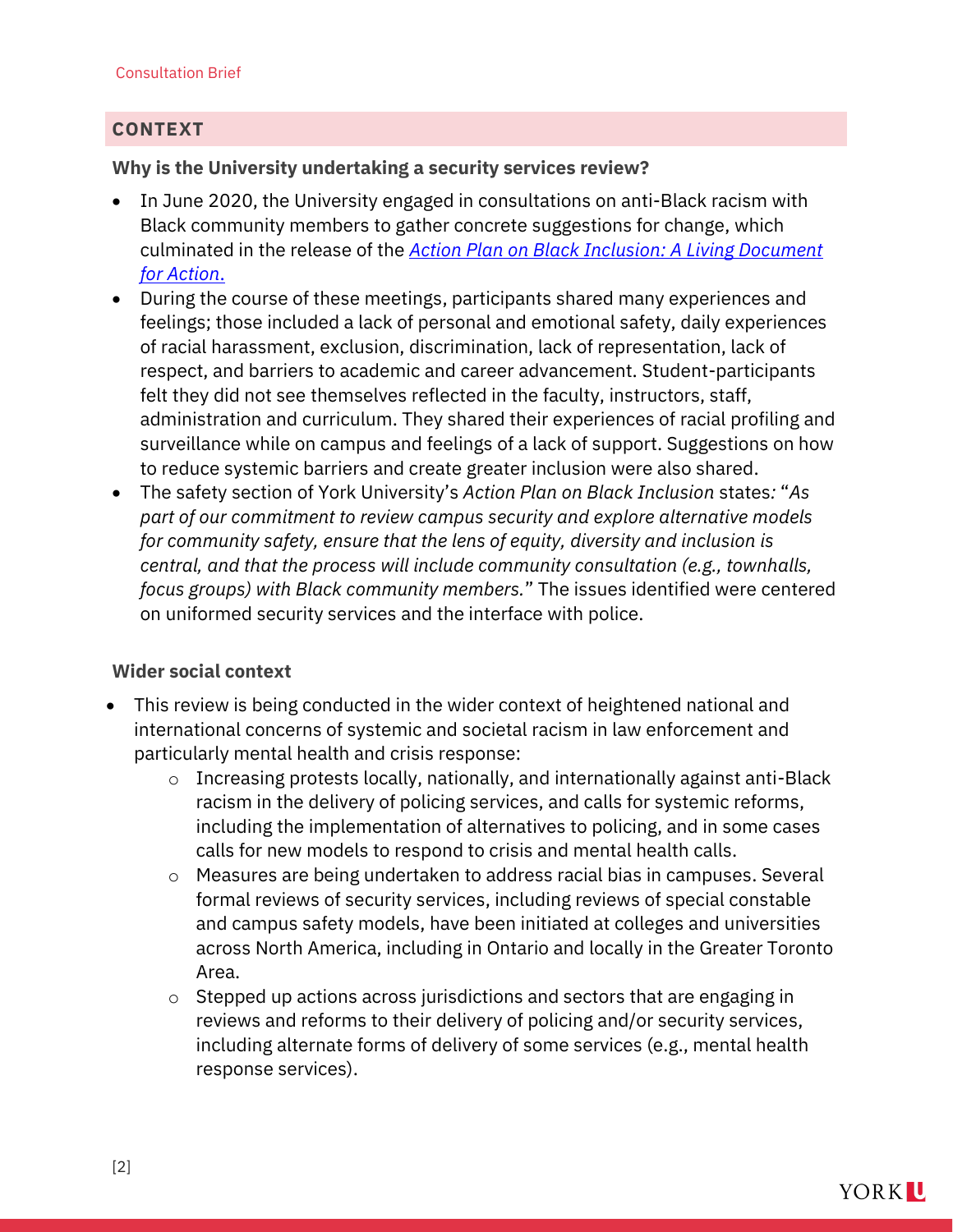## CONTEXT

### Why is the University undertaking a security services review?

- In June 2020, the University engaged in consultations on anti-Black racism with Black community members to gather concrete suggestions for change, which culminated in the release of the *Action Plan on Black Inclusion: A Living Document for Action*.
- During the course of these meetings, participants shared many experiences and feelings; those included a lack of personal and emotional safety, daily experiences of racial harassment, exclusion, discrimination, lack of representation, lack of respect, and barriers to academic and career advancement. Student-participants felt they did not see themselves reflected in the faculty, instructors, staff, administration and curriculum. They shared their experiences of racial profiling and surveillance while on campus and feelings of a lack of support. Suggestions on how to reduce systemic barriers and create greater inclusion were also shared.
- The safety section of York University's *Action Plan on Black Inclusion* states: "*As part of our commitment to review campus security and explore alternative models for community safety, ensure that the lens of equity, diversity and inclusion is central, and that the process will include community consultation (e.g., townhalls, focus groups) with Black community members.*" The issues identified were centered on uniformed security services and the interface with police.

### Wider social context

- This review is being conducted in the wider context of heightened national and international concerns of systemic and societal racism in law enforcement and particularly mental health and crisis response:
  - Increasing protests locally, nationally, and internationally against anti-Black racism in the delivery of policing services, and calls for systemic reforms, including the implementation of alternatives to policing, and in some cases calls for new models to respond to crisis and mental health calls.
  - Measures are being undertaken to address racial bias in campuses. Several formal reviews of security services, including reviews of special constable and campus safety models, have been initiated at colleges and universities across North America, including in Ontario and locally in the Greater Toronto Area.
  - Stepped up actions across jurisdictions and sectors that are engaging in reviews and reforms to their delivery of policing and/or security services, including alternate forms of delivery of some services (e.g., mental health response services).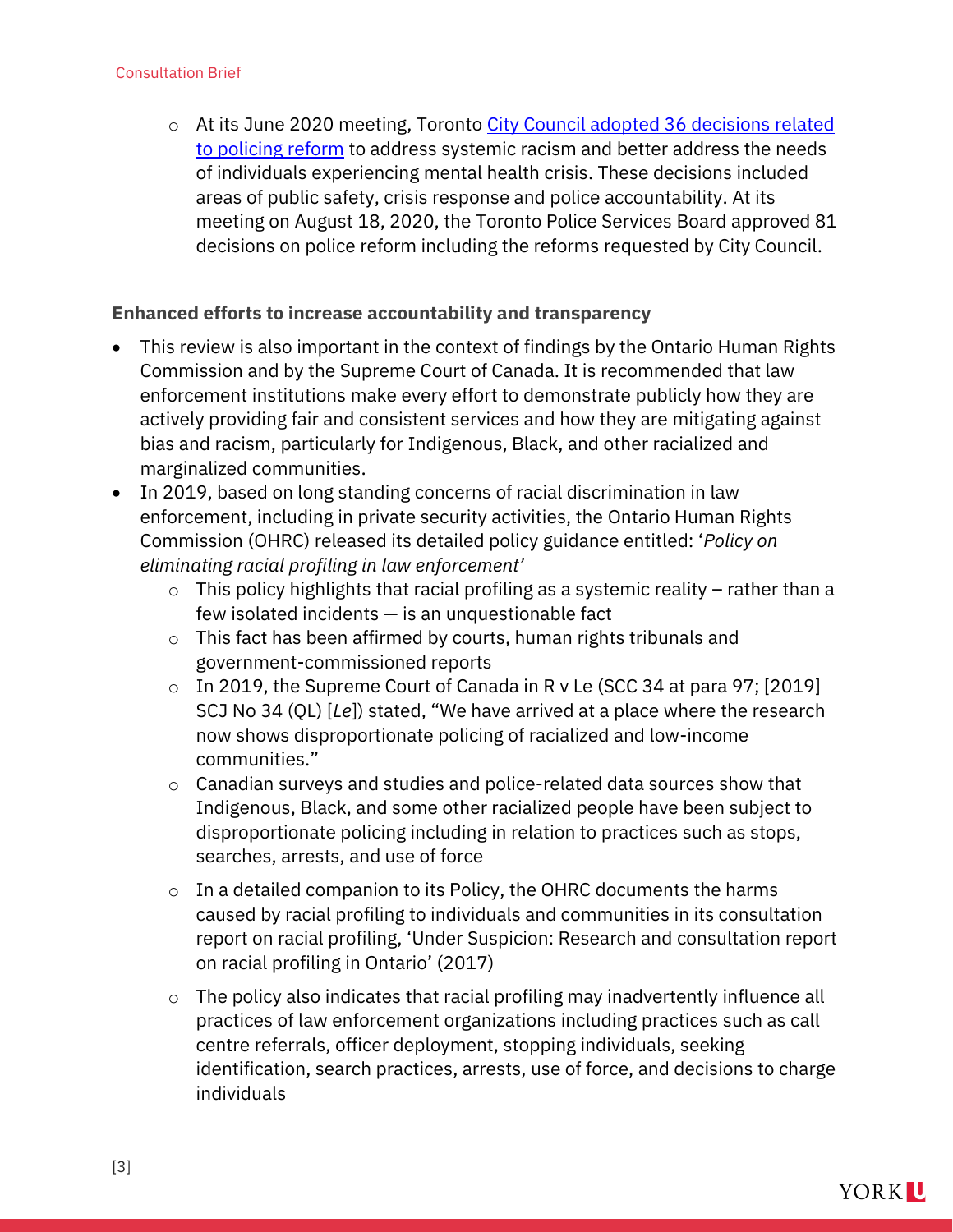- At its June 2020 meeting, Toronto City Council adopted 36 decisions related to policing reform to address systemic racism and better address the needs of individuals experiencing mental health crisis. These decisions included areas of public safety, crisis response and police accountability. At its meeting on August 18, 2020, the Toronto Police Services Board approved 81 decisions on police reform including the reforms requested by City Council.

**Enhanced efforts to increase accountability and transparency**

- This review is also important in the context of findings by the Ontario Human Rights Commission and by the Supreme Court of Canada. It is recommended that law enforcement institutions make every effort to demonstrate publicly how they are actively providing fair and consistent services and how they are mitigating against bias and racism, particularly for Indigenous, Black, and other racialized and marginalized communities.
- In 2019, based on long standing concerns of racial discrimination in law enforcement, including in private security activities, the Ontario Human Rights Commission (OHRC) released its detailed policy guidance entitled: '*Policy on eliminating racial profiling in law enforcement'*
  - This policy highlights that racial profiling as a systemic reality – rather than a few isolated incidents — is an unquestionable fact
  - This fact has been affirmed by courts, human rights tribunals and government-commissioned reports
  - In 2019, the Supreme Court of Canada in R v Le (SCC 34 at para 97; [2019] SCJ No 34 (QL) [*Le*]) stated, "We have arrived at a place where the research now shows disproportionate policing of racialized and low-income communities."
  - Canadian surveys and studies and police-related data sources show that Indigenous, Black, and some other racialized people have been subject to disproportionate policing including in relation to practices such as stops, searches, arrests, and use of force
  - In a detailed companion to its Policy, the OHRC documents the harms caused by racial profiling to individuals and communities in its consultation report on racial profiling, 'Under Suspicion: Research and consultation report on racial profiling in Ontario' (2017)
  - The policy also indicates that racial profiling may inadvertently influence all practices of law enforcement organizations including practices such as call centre referrals, officer deployment, stopping individuals, seeking identification, search practices, arrests, use of force, and decisions to charge individuals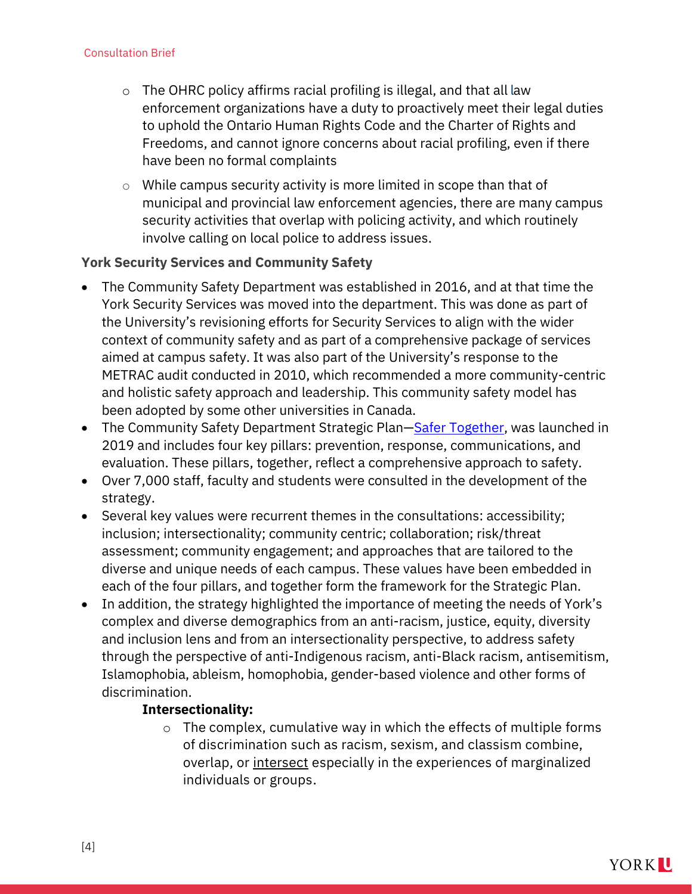- The OHRC policy affirms racial profiling is illegal, and that all law enforcement organizations have a duty to proactively meet their legal duties to uphold the Ontario Human Rights Code and the Charter of Rights and Freedoms, and cannot ignore concerns about racial profiling, even if there have been no formal complaints
- While campus security activity is more limited in scope than that of municipal and provincial law enforcement agencies, there are many campus security activities that overlap with policing activity, and which routinely involve calling on local police to address issues.

### York Security Services and Community Safety

- The Community Safety Department was established in 2016, and at that time the York Security Services was moved into the department. This was done as part of the University's revisioning efforts for Security Services to align with the wider context of community safety and as part of a comprehensive package of services aimed at campus safety. It was also part of the University's response to the METRAC audit conducted in 2010, which recommended a more community-centric and holistic safety approach and leadership. This community safety model has been adopted by some other universities in Canada.
- The Community Safety Department Strategic Plan—Safer Together, was launched in 2019 and includes four key pillars: prevention, response, communications, and evaluation. These pillars, together, reflect a comprehensive approach to safety.
- Over 7,000 staff, faculty and students were consulted in the development of the strategy.
- Several key values were recurrent themes in the consultations: accessibility; inclusion; intersectionality; community centric; collaboration; risk/threat assessment; community engagement; and approaches that are tailored to the diverse and unique needs of each campus. These values have been embedded in each of the four pillars, and together form the framework for the Strategic Plan.
- In addition, the strategy highlighted the importance of meeting the needs of York's complex and diverse demographics from an anti-racism, justice, equity, diversity and inclusion lens and from an intersectionality perspective, to address safety through the perspective of anti-Indigenous racism, anti-Black racism, antisemitism, Islamophobia, ableism, homophobia, gender-based violence and other forms of discrimination.

  **Intersectionality:**

  - The complex, cumulative way in which the effects of multiple forms of discrimination such as racism, sexism, and classism combine, overlap, or intersect especially in the experiences of marginalized individuals or groups.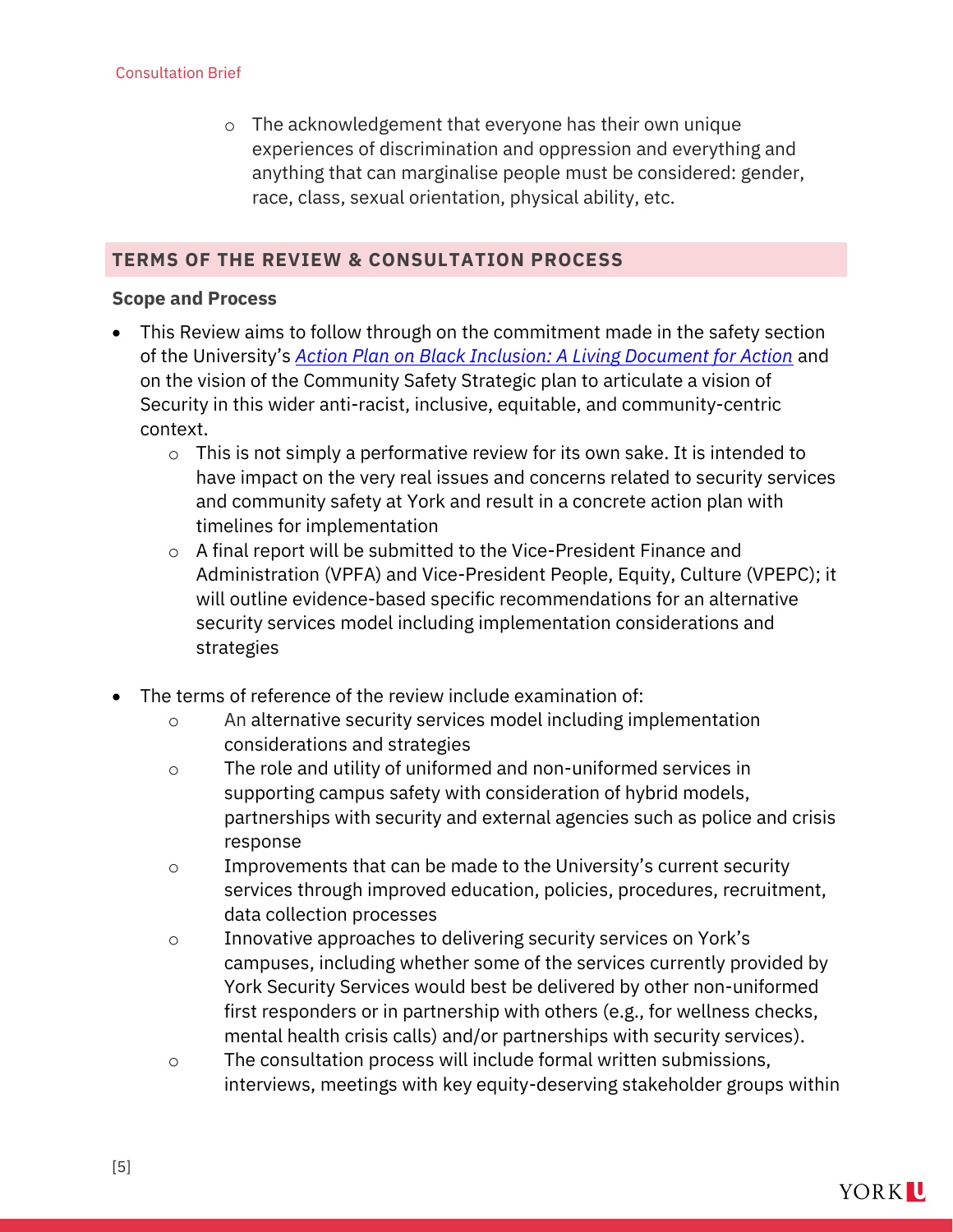- The acknowledgement that everyone has their own unique experiences of discrimination and oppression and everything and anything that can marginalise people must be considered: gender, race, class, sexual orientation, physical ability, etc.

## TERMS OF THE REVIEW & CONSULTATION PROCESS

### Scope and Process

- This Review aims to follow through on the commitment made in the safety section of the University's *Action Plan on Black Inclusion: A Living Document for Action* and on the vision of the Community Safety Strategic plan to articulate a vision of Security in this wider anti-racist, inclusive, equitable, and community-centric context.
  - This is not simply a performative review for its own sake. It is intended to have impact on the very real issues and concerns related to security services and community safety at York and result in a concrete action plan with timelines for implementation
  - A final report will be submitted to the Vice-President Finance and Administration (VPFA) and Vice-President People, Equity, Culture (VPEPC); it will outline evidence-based specific recommendations for an alternative security services model including implementation considerations and strategies

- The terms of reference of the review include examination of:
  - An alternative security services model including implementation considerations and strategies
  - The role and utility of uniformed and non-uniformed services in supporting campus safety with consideration of hybrid models, partnerships with security and external agencies such as police and crisis response
  - Improvements that can be made to the University's current security services through improved education, policies, procedures, recruitment, data collection processes
  - Innovative approaches to delivering security services on York's campuses, including whether some of the services currently provided by York Security Services would best be delivered by other non-uniformed first responders or in partnership with others (e.g., for wellness checks, mental health crisis calls) and/or partnerships with security services).
  - The consultation process will include formal written submissions, interviews, meetings with key equity-deserving stakeholder groups within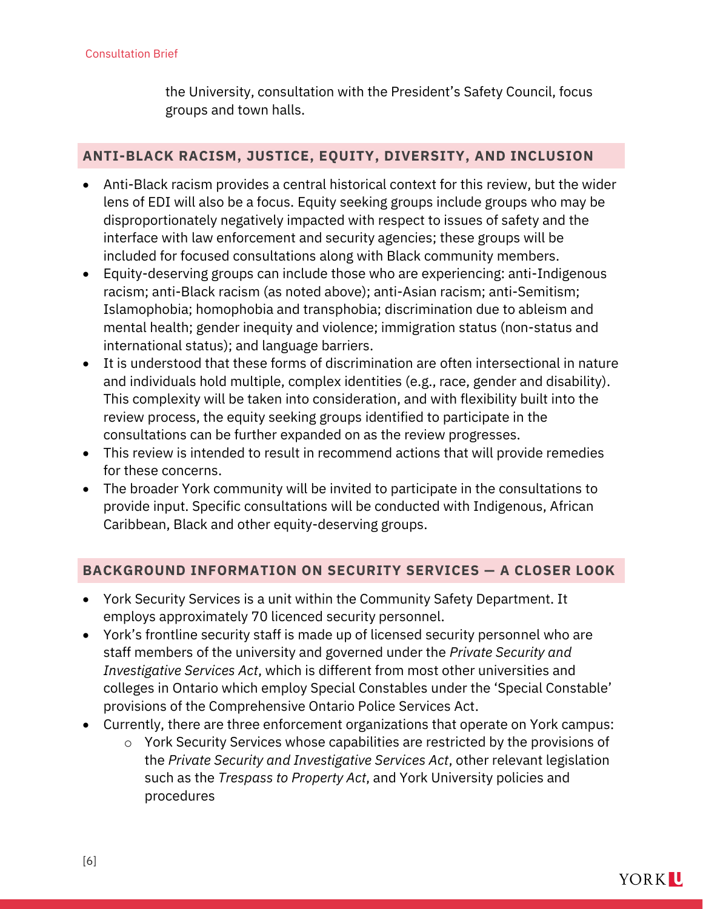the University, consultation with the President's Safety Council, focus groups and town halls.

## ANTI-BLACK RACISM, JUSTICE, EQUITY, DIVERSITY, AND INCLUSION

- Anti-Black racism provides a central historical context for this review, but the wider lens of EDI will also be a focus. Equity seeking groups include groups who may be disproportionately negatively impacted with respect to issues of safety and the interface with law enforcement and security agencies; these groups will be included for focused consultations along with Black community members.
- Equity-deserving groups can include those who are experiencing: anti-Indigenous racism; anti-Black racism (as noted above); anti-Asian racism; anti-Semitism; Islamophobia; homophobia and transphobia; discrimination due to ableism and mental health; gender inequity and violence; immigration status (non-status and international status); and language barriers.
- It is understood that these forms of discrimination are often intersectional in nature and individuals hold multiple, complex identities (e.g., race, gender and disability). This complexity will be taken into consideration, and with flexibility built into the review process, the equity seeking groups identified to participate in the consultations can be further expanded on as the review progresses.
- This review is intended to result in recommend actions that will provide remedies for these concerns.
- The broader York community will be invited to participate in the consultations to provide input. Specific consultations will be conducted with Indigenous, African Caribbean, Black and other equity-deserving groups.

## BACKGROUND INFORMATION ON SECURITY SERVICES — A CLOSER LOOK

- York Security Services is a unit within the Community Safety Department. It employs approximately 70 licenced security personnel.
- York's frontline security staff is made up of licensed security personnel who are staff members of the university and governed under the *Private Security and Investigative Services Act*, which is different from most other universities and colleges in Ontario which employ Special Constables under the 'Special Constable' provisions of the Comprehensive Ontario Police Services Act.
- Currently, there are three enforcement organizations that operate on York campus:
  - York Security Services whose capabilities are restricted by the provisions of the *Private Security and Investigative Services Act*, other relevant legislation such as the *Trespass to Property Act*, and York University policies and procedures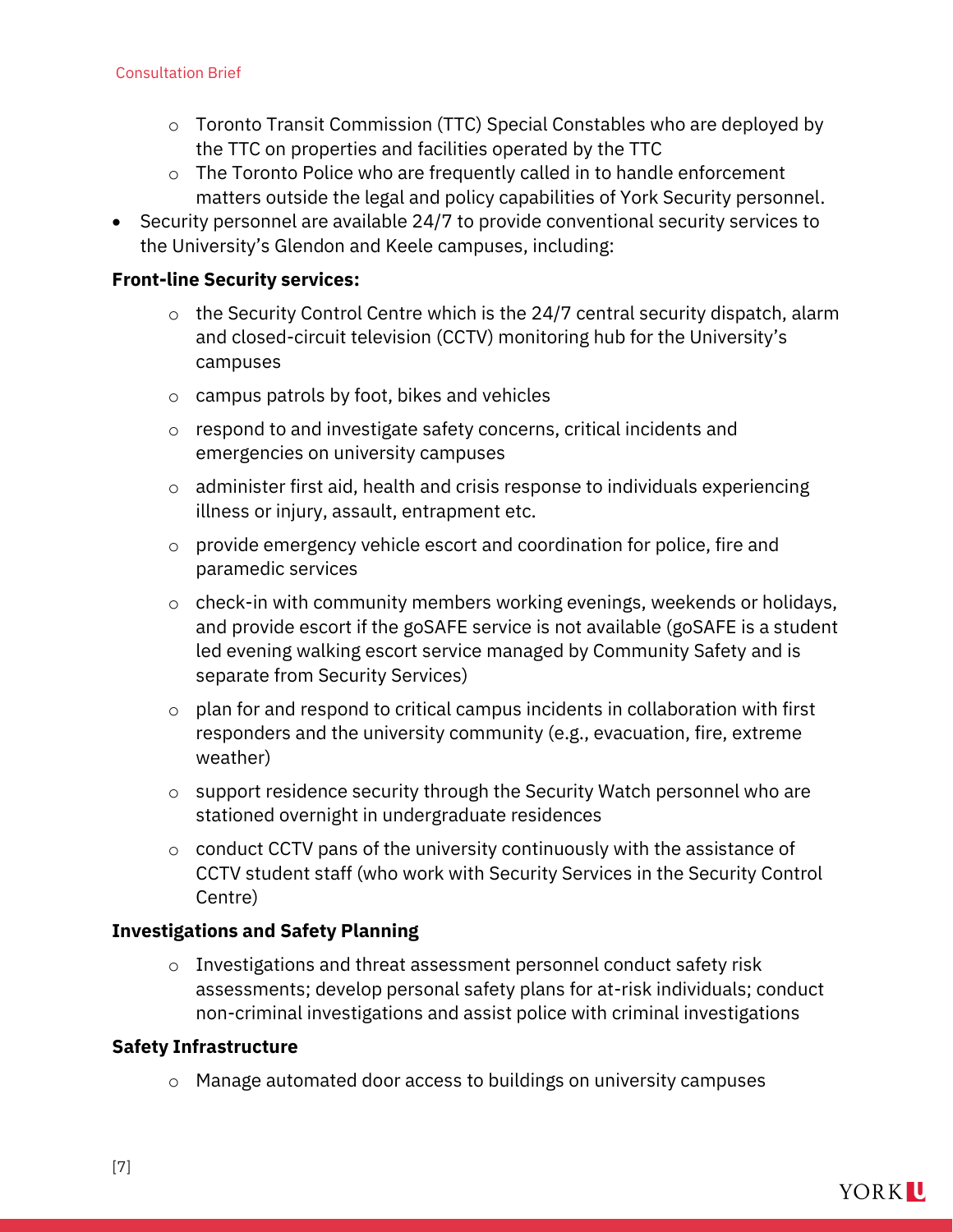- Toronto Transit Commission (TTC) Special Constables who are deployed by the TTC on properties and facilities operated by the TTC
  - The Toronto Police who are frequently called in to handle enforcement matters outside the legal and policy capabilities of York Security personnel.
- Security personnel are available 24/7 to provide conventional security services to the University's Glendon and Keele campuses, including:

**Front-line Security services:**

  - the Security Control Centre which is the 24/7 central security dispatch, alarm and closed-circuit television (CCTV) monitoring hub for the University's campuses
  - campus patrols by foot, bikes and vehicles
  - respond to and investigate safety concerns, critical incidents and emergencies on university campuses
  - administer first aid, health and crisis response to individuals experiencing illness or injury, assault, entrapment etc.
  - provide emergency vehicle escort and coordination for police, fire and paramedic services
  - check-in with community members working evenings, weekends or holidays, and provide escort if the goSAFE service is not available (goSAFE is a student led evening walking escort service managed by Community Safety and is separate from Security Services)
  - plan for and respond to critical campus incidents in collaboration with first responders and the university community (e.g., evacuation, fire, extreme weather)
  - support residence security through the Security Watch personnel who are stationed overnight in undergraduate residences
  - conduct CCTV pans of the university continuously with the assistance of CCTV student staff (who work with Security Services in the Security Control Centre)

**Investigations and Safety Planning**

  - Investigations and threat assessment personnel conduct safety risk assessments; develop personal safety plans for at-risk individuals; conduct non-criminal investigations and assist police with criminal investigations

**Safety Infrastructure**

  - Manage automated door access to buildings on university campuses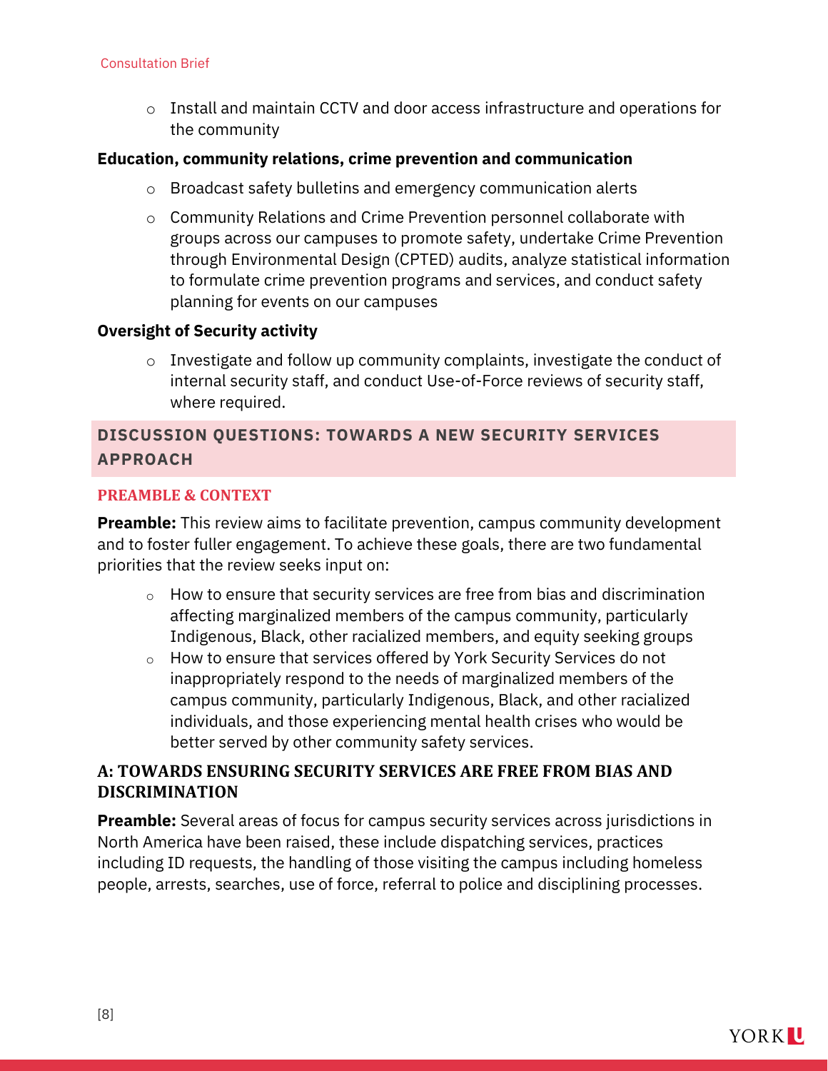- Install and maintain CCTV and door access infrastructure and operations for the community

**Education, community relations, crime prevention and communication**

- Broadcast safety bulletins and emergency communication alerts
- Community Relations and Crime Prevention personnel collaborate with groups across our campuses to promote safety, undertake Crime Prevention through Environmental Design (CPTED) audits, analyze statistical information to formulate crime prevention programs and services, and conduct safety planning for events on our campuses

**Oversight of Security activity**

- Investigate and follow up community complaints, investigate the conduct of internal security staff, and conduct Use-of-Force reviews of security staff, where required.

## DISCUSSION QUESTIONS: TOWARDS A NEW SECURITY SERVICES APPROACH

### PREAMBLE & CONTEXT

**Preamble:** This review aims to facilitate prevention, campus community development and to foster fuller engagement. To achieve these goals, there are two fundamental priorities that the review seeks input on:

- How to ensure that security services are free from bias and discrimination affecting marginalized members of the campus community, particularly Indigenous, Black, other racialized members, and equity seeking groups
- How to ensure that services offered by York Security Services do not inappropriately respond to the needs of marginalized members of the campus community, particularly Indigenous, Black, and other racialized individuals, and those experiencing mental health crises who would be better served by other community safety services.

### A: TOWARDS ENSURING SECURITY SERVICES ARE FREE FROM BIAS AND DISCRIMINATION

**Preamble:** Several areas of focus for campus security services across jurisdictions in North America have been raised, these include dispatching services, practices including ID requests, the handling of those visiting the campus including homeless people, arrests, searches, use of force, referral to police and disciplining processes.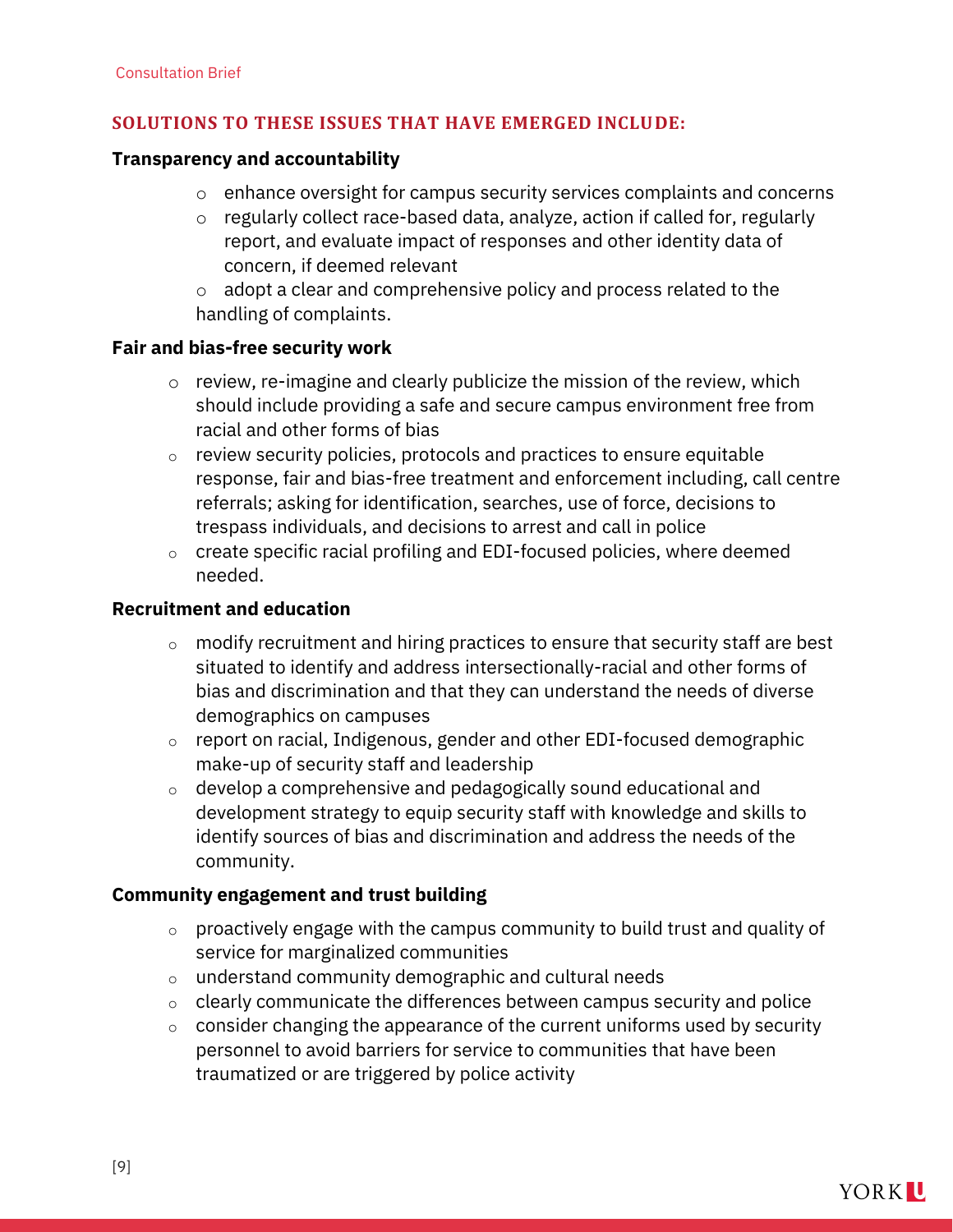## SOLUTIONS TO THESE ISSUES THAT HAVE EMERGED INCLUDE:

**Transparency and accountability**

- enhance oversight for campus security services complaints and concerns
- regularly collect race-based data, analyze, action if called for, regularly report, and evaluate impact of responses and other identity data of concern, if deemed relevant
- adopt a clear and comprehensive policy and process related to the handling of complaints.

**Fair and bias-free security work**

- review, re-imagine and clearly publicize the mission of the review, which should include providing a safe and secure campus environment free from racial and other forms of bias
- review security policies, protocols and practices to ensure equitable response, fair and bias-free treatment and enforcement including, call centre referrals; asking for identification, searches, use of force, decisions to trespass individuals, and decisions to arrest and call in police
- create specific racial profiling and EDI-focused policies, where deemed needed.

**Recruitment and education**

- modify recruitment and hiring practices to ensure that security staff are best situated to identify and address intersectionally-racial and other forms of bias and discrimination and that they can understand the needs of diverse demographics on campuses
- report on racial, Indigenous, gender and other EDI-focused demographic make-up of security staff and leadership
- develop a comprehensive and pedagogically sound educational and development strategy to equip security staff with knowledge and skills to identify sources of bias and discrimination and address the needs of the community.

**Community engagement and trust building**

- proactively engage with the campus community to build trust and quality of service for marginalized communities
- understand community demographic and cultural needs
- clearly communicate the differences between campus security and police
- consider changing the appearance of the current uniforms used by security personnel to avoid barriers for service to communities that have been traumatized or are triggered by police activity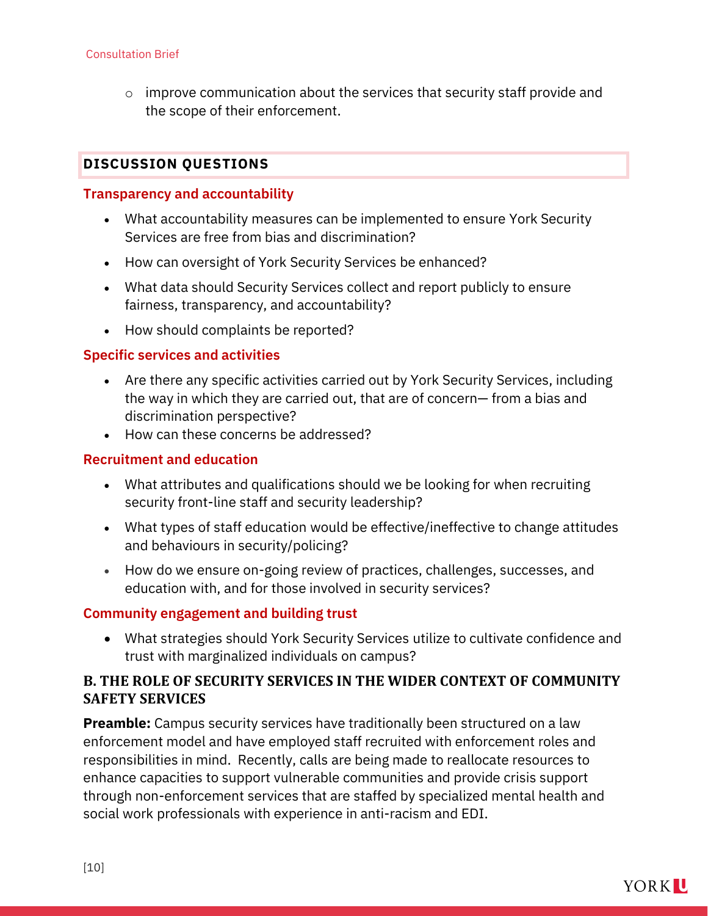- improve communication about the services that security staff provide and the scope of their enforcement.

## DISCUSSION QUESTIONS

### Transparency and accountability

- What accountability measures can be implemented to ensure York Security Services are free from bias and discrimination?
- How can oversight of York Security Services be enhanced?
- What data should Security Services collect and report publicly to ensure fairness, transparency, and accountability?
- How should complaints be reported?

### Specific services and activities

- Are there any specific activities carried out by York Security Services, including the way in which they are carried out, that are of concern— from a bias and discrimination perspective?
- How can these concerns be addressed?

### Recruitment and education

- What attributes and qualifications should we be looking for when recruiting security front-line staff and security leadership?
- What types of staff education would be effective/ineffective to change attitudes and behaviours in security/policing?
- How do we ensure on-going review of practices, challenges, successes, and education with, and for those involved in security services?

### Community engagement and building trust

- What strategies should York Security Services utilize to cultivate confidence and trust with marginalized individuals on campus?

## B. THE ROLE OF SECURITY SERVICES IN THE WIDER CONTEXT OF COMMUNITY SAFETY SERVICES

**Preamble:** Campus security services have traditionally been structured on a law enforcement model and have employed staff recruited with enforcement roles and responsibilities in mind. Recently, calls are being made to reallocate resources to enhance capacities to support vulnerable communities and provide crisis support through non-enforcement services that are staffed by specialized mental health and social work professionals with experience in anti-racism and EDI.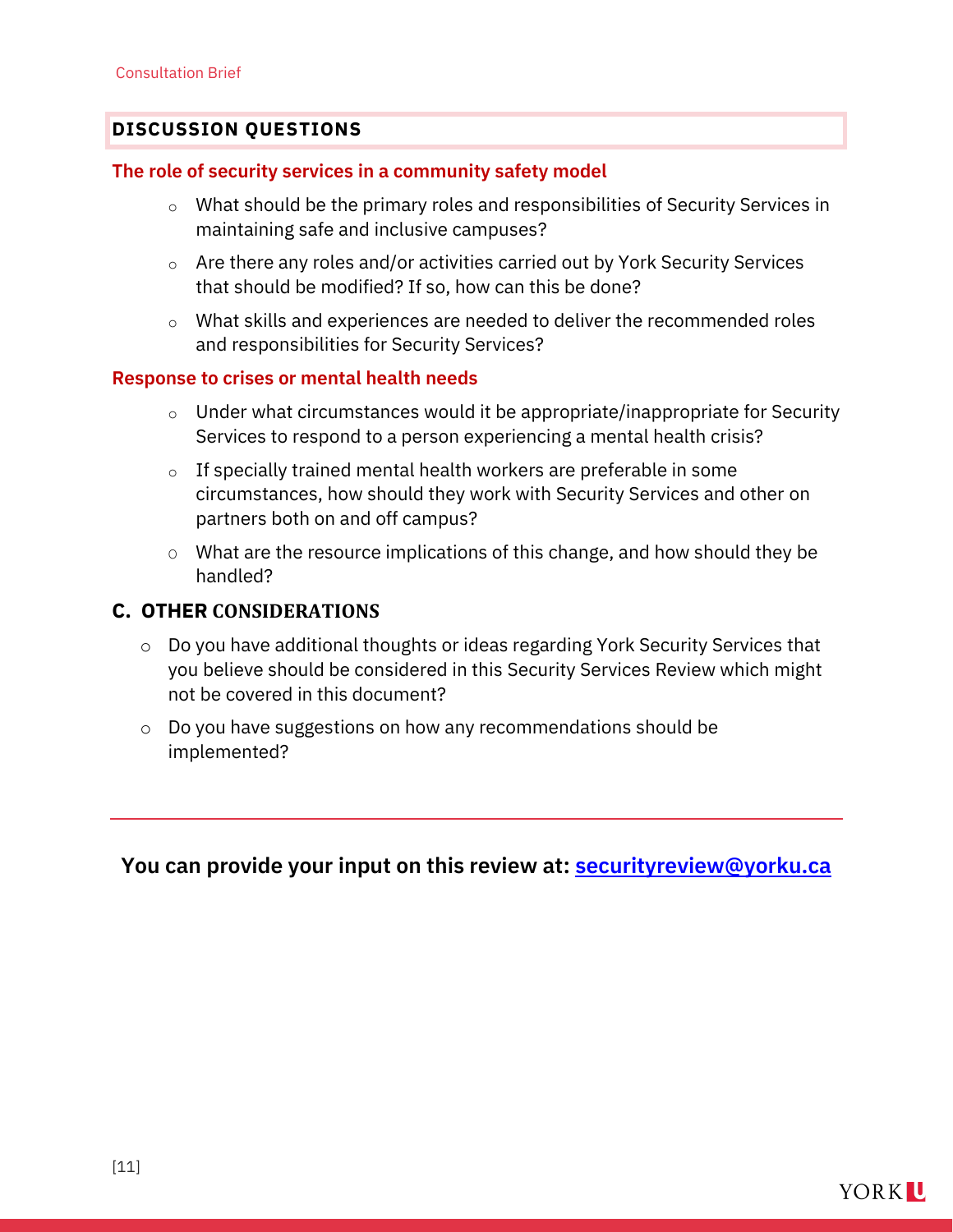## DISCUSSION QUESTIONS

### The role of security services in a community safety model

- What should be the primary roles and responsibilities of Security Services in maintaining safe and inclusive campuses?
- Are there any roles and/or activities carried out by York Security Services that should be modified? If so, how can this be done?
- What skills and experiences are needed to deliver the recommended roles and responsibilities for Security Services?

### Response to crises or mental health needs

- Under what circumstances would it be appropriate/inappropriate for Security Services to respond to a person experiencing a mental health crisis?
- If specially trained mental health workers are preferable in some circumstances, how should they work with Security Services and other on partners both on and off campus?
- What are the resource implications of this change, and how should they be handled?

## C. OTHER CONSIDERATIONS

- Do you have additional thoughts or ideas regarding York Security Services that you believe should be considered in this Security Services Review which might not be covered in this document?
- Do you have suggestions on how any recommendations should be implemented?

---

**You can provide your input on this review at: securityreview@yorku.ca**